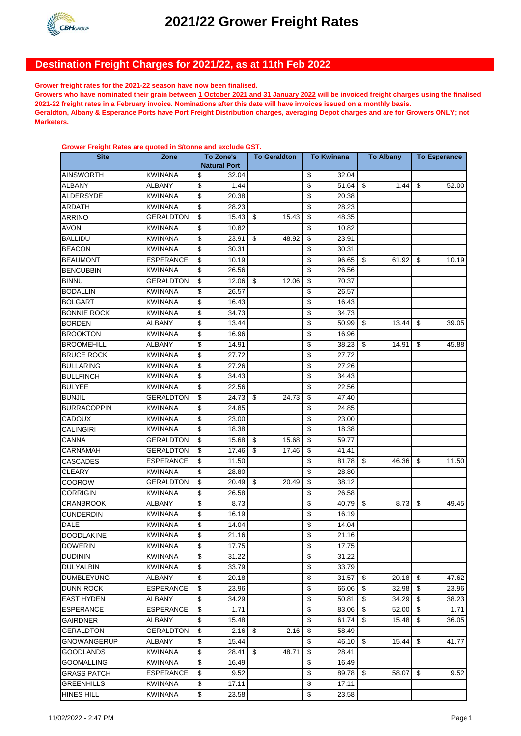# 2021/22 Grower Freight Rates

## Destination Freight Charges for 2021/22, as at 11th Feb 2022

**Grower freight rates for the 2021-22 season have now been finalised.**
**Growers who have nominated their grain between 1 October 2021 and 31 January 2022 will be invoiced freight charges using the finalised 2021-22 freight rates in a February invoice. Nominations after this date will have invoices issued on a monthly basis.**
**Geraldton, Albany & Esperance Ports have Port Freight Distribution charges, averaging Depot charges and are for Growers ONLY; not Marketers.**

**Grower Freight Rates are quoted in $/tonne and exclude GST.**

| Site | Zone | To Zone's Natural Port | To Geraldton | To Kwinana | To Albany | To Esperance |
|---|---|---|---|---|---|---|
| AINSWORTH | KWINANA | $ 32.04 | | $ 32.04 | | |
| ALBANY | ALBANY | $ 1.44 | | $ 51.64 | $ 1.44 | $ 52.00 |
| ALDERSYDE | KWINANA | $ 20.38 | | $ 20.38 | | |
| ARDATH | KWINANA | $ 28.23 | | $ 28.23 | | |
| ARRINO | GERALDTON | $ 15.43 | $ 15.43 | $ 48.35 | | |
| AVON | KWINANA | $ 10.82 | | $ 10.82 | | |
| BALLIDU | KWINANA | $ 23.91 | $ 48.92 | $ 23.91 | | |
| BEACON | KWINANA | $ 30.31 | | $ 30.31 | | |
| BEAUMONT | ESPERANCE | $ 10.19 | | $ 96.65 | $ 61.92 | $ 10.19 |
| BENCUBBIN | KWINANA | $ 26.56 | | $ 26.56 | | |
| BINNU | GERALDTON | $ 12.06 | $ 12.06 | $ 70.37 | | |
| BODALLIN | KWINANA | $ 26.57 | | $ 26.57 | | |
| BOLGART | KWINANA | $ 16.43 | | $ 16.43 | | |
| BONNIE ROCK | KWINANA | $ 34.73 | | $ 34.73 | | |
| BORDEN | ALBANY | $ 13.44 | | $ 50.99 | $ 13.44 | $ 39.05 |
| BROOKTON | KWINANA | $ 16.96 | | $ 16.96 | | |
| BROOMEHILL | ALBANY | $ 14.91 | | $ 38.23 | $ 14.91 | $ 45.88 |
| BRUCE ROCK | KWINANA | $ 27.72 | | $ 27.72 | | |
| BULLARING | KWINANA | $ 27.26 | | $ 27.26 | | |
| BULLFINCH | KWINANA | $ 34.43 | | $ 34.43 | | |
| BULYEE | KWINANA | $ 22.56 | | $ 22.56 | | |
| BUNJIL | GERALDTON | $ 24.73 | $ 24.73 | $ 47.40 | | |
| BURRACOPPIN | KWINANA | $ 24.85 | | $ 24.85 | | |
| CADOUX | KWINANA | $ 23.00 | | $ 23.00 | | |
| CALINGIRI | KWINANA | $ 18.38 | | $ 18.38 | | |
| CANNA | GERALDTON | $ 15.68 | $ 15.68 | $ 59.77 | | |
| CARNAMAH | GERALDTON | $ 17.46 | $ 17.46 | $ 41.41 | | |
| CASCADES | ESPERANCE | $ 11.50 | | $ 81.78 | $ 46.36 | $ 11.50 |
| CLEARY | KWINANA | $ 28.80 | | $ 28.80 | | |
| COOROW | GERALDTON | $ 20.49 | $ 20.49 | $ 38.12 | | |
| CORRIGIN | KWINANA | $ 26.58 | | $ 26.58 | | |
| CRANBROOK | ALBANY | $ 8.73 | | $ 40.79 | $ 8.73 | $ 49.45 |
| CUNDERDIN | KWINANA | $ 16.19 | | $ 16.19 | | |
| DALE | KWINANA | $ 14.04 | | $ 14.04 | | |
| DOODLAKINE | KWINANA | $ 21.16 | | $ 21.16 | | |
| DOWERIN | KWINANA | $ 17.75 | | $ 17.75 | | |
| DUDININ | KWINANA | $ 31.22 | | $ 31.22 | | |
| DULYALBIN | KWINANA | $ 33.79 | | $ 33.79 | | |
| DUMBLEYUNG | ALBANY | $ 20.18 | | $ 31.57 | $ 20.18 | $ 47.62 |
| DUNN ROCK | ESPERANCE | $ 23.96 | | $ 66.06 | $ 32.98 | $ 23.96 |
| EAST HYDEN | ALBANY | $ 34.29 | | $ 50.81 | $ 34.29 | $ 38.23 |
| ESPERANCE | ESPERANCE | $ 1.71 | | $ 83.06 | $ 52.00 | $ 1.71 |
| GAIRDNER | ALBANY | $ 15.48 | | $ 61.74 | $ 15.48 | $ 36.05 |
| GERALDTON | GERALDTON | $ 2.16 | $ 2.16 | $ 58.49 | | |
| GNOWANGERUP | ALBANY | $ 15.44 | | $ 46.10 | $ 15.44 | $ 41.77 |
| GOODLANDS | KWINANA | $ 28.41 | $ 48.71 | $ 28.41 | | |
| GOOMALLING | KWINANA | $ 16.49 | | $ 16.49 | | |
| GRASS PATCH | ESPERANCE | $ 9.52 | | $ 89.78 | $ 58.07 | $ 9.52 |
| GREENHILLS | KWINANA | $ 17.11 | | $ 17.11 | | |
| HINES HILL | KWINANA | $ 23.58 | | $ 23.58 | | |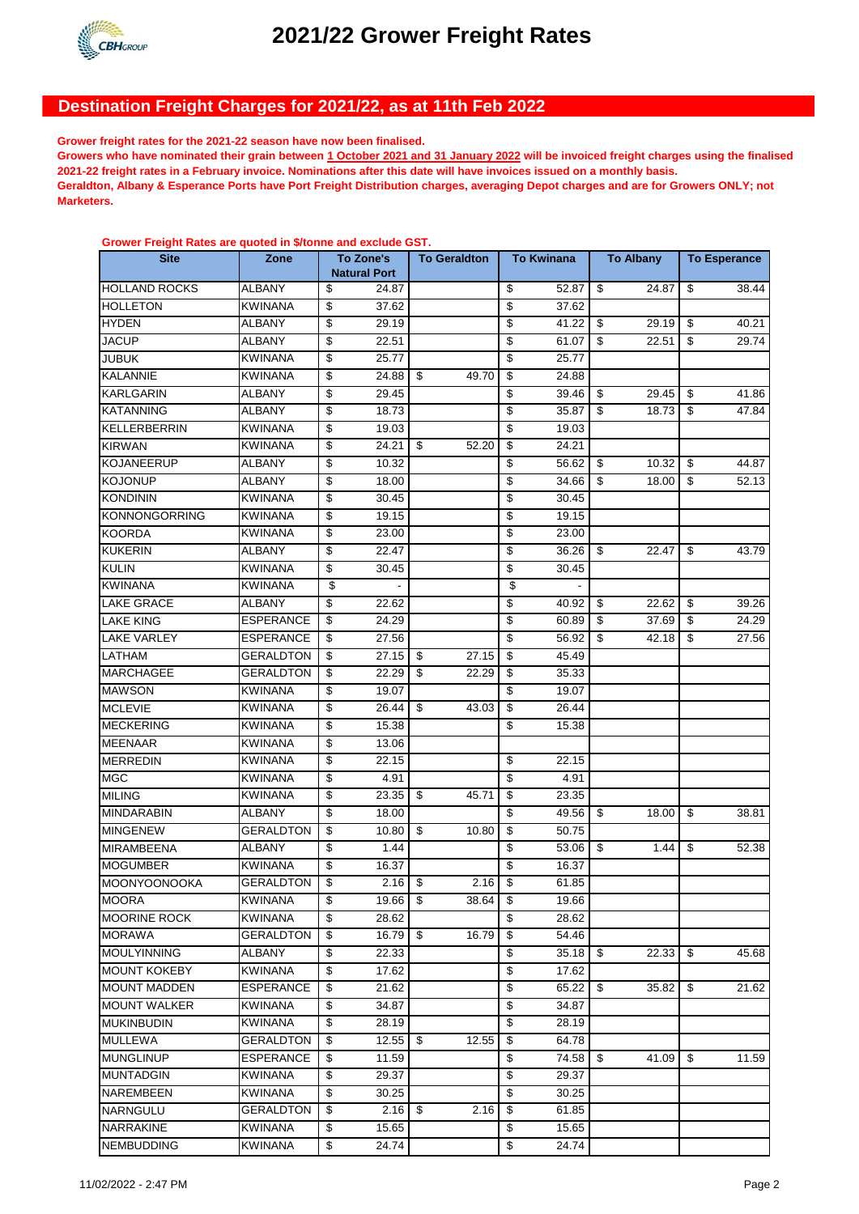# 2021/22 Grower Freight Rates

## Destination Freight Charges for 2021/22, as at 11th Feb 2022

**Grower freight rates for the 2021-22 season have now been finalised.**

**Growers who have nominated their grain between 1 October 2021 and 31 January 2022 will be invoiced freight charges using the finalised 2021-22 freight rates in a February invoice. Nominations after this date will have invoices issued on a monthly basis.**

**Geraldton, Albany & Esperance Ports have Port Freight Distribution charges, averaging Depot charges and are for Growers ONLY; not Marketers.**

**Grower Freight Rates are quoted in $/tonne and exclude GST.**

| Site | Zone | To Zone's Natural Port | To Geraldton | To Kwinana | To Albany | To Esperance |
|---|---|---|---|---|---|---|
| HOLLAND ROCKS | ALBANY | $ 24.87 | | $ 52.87 | $ 24.87 | $ 38.44 |
| HOLLETON | KWINANA | $ 37.62 | | $ 37.62 | | |
| HYDEN | ALBANY | $ 29.19 | | $ 41.22 | $ 29.19 | $ 40.21 |
| JACUP | ALBANY | $ 22.51 | | $ 61.07 | $ 22.51 | $ 29.74 |
| JUBUK | KWINANA | $ 25.77 | | $ 25.77 | | |
| KALANNIE | KWINANA | $ 24.88 | $ 49.70 | $ 24.88 | | |
| KARLGARIN | ALBANY | $ 29.45 | | $ 39.46 | $ 29.45 | $ 41.86 |
| KATANNING | ALBANY | $ 18.73 | | $ 35.87 | $ 18.73 | $ 47.84 |
| KELLERBERRIN | KWINANA | $ 19.03 | | $ 19.03 | | |
| KIRWAN | KWINANA | $ 24.21 | $ 52.20 | $ 24.21 | | |
| KOJANEERUP | ALBANY | $ 10.32 | | $ 56.62 | $ 10.32 | $ 44.87 |
| KOJONUP | ALBANY | $ 18.00 | | $ 34.66 | $ 18.00 | $ 52.13 |
| KONDININ | KWINANA | $ 30.45 | | $ 30.45 | | |
| KONNONGORRING | KWINANA | $ 19.15 | | $ 19.15 | | |
| KOORDA | KWINANA | $ 23.00 | | $ 23.00 | | |
| KUKERIN | ALBANY | $ 22.47 | | $ 36.26 | $ 22.47 | $ 43.79 |
| KULIN | KWINANA | $ 30.45 | | $ 30.45 | | |
| KWINANA | KWINANA | $ - | | $ - | | |
| LAKE GRACE | ALBANY | $ 22.62 | | $ 40.92 | $ 22.62 | $ 39.26 |
| LAKE KING | ESPERANCE | $ 24.29 | | $ 60.89 | $ 37.69 | $ 24.29 |
| LAKE VARLEY | ESPERANCE | $ 27.56 | | $ 56.92 | $ 42.18 | $ 27.56 |
| LATHAM | GERALDTON | $ 27.15 | $ 27.15 | $ 45.49 | | |
| MARCHAGEE | GERALDTON | $ 22.29 | $ 22.29 | $ 35.33 | | |
| MAWSON | KWINANA | $ 19.07 | | $ 19.07 | | |
| MCLEVIE | KWINANA | $ 26.44 | $ 43.03 | $ 26.44 | | |
| MECKERING | KWINANA | $ 15.38 | | $ 15.38 | | |
| MEENAAR | KWINANA | $ 13.06 | | | | |
| MERREDIN | KWINANA | $ 22.15 | | $ 22.15 | | |
| MGC | KWINANA | $ 4.91 | | $ 4.91 | | |
| MILING | KWINANA | $ 23.35 | $ 45.71 | $ 23.35 | | |
| MINDARABIN | ALBANY | $ 18.00 | | $ 49.56 | $ 18.00 | $ 38.81 |
| MINGENEW | GERALDTON | $ 10.80 | $ 10.80 | $ 50.75 | | |
| MIRAMBEENA | ALBANY | $ 1.44 | | $ 53.06 | $ 1.44 | $ 52.38 |
| MOGUMBER | KWINANA | $ 16.37 | | $ 16.37 | | |
| MOONYOONOOKA | GERALDTON | $ 2.16 | $ 2.16 | $ 61.85 | | |
| MOORA | KWINANA | $ 19.66 | $ 38.64 | $ 19.66 | | |
| MOORINE ROCK | KWINANA | $ 28.62 | | $ 28.62 | | |
| MORAWA | GERALDTON | $ 16.79 | $ 16.79 | $ 54.46 | | |
| MOULYINNING | ALBANY | $ 22.33 | | $ 35.18 | $ 22.33 | $ 45.68 |
| MOUNT KOKEBY | KWINANA | $ 17.62 | | $ 17.62 | | |
| MOUNT MADDEN | ESPERANCE | $ 21.62 | | $ 65.22 | $ 35.82 | $ 21.62 |
| MOUNT WALKER | KWINANA | $ 34.87 | | $ 34.87 | | |
| MUKINBUDIN | KWINANA | $ 28.19 | | $ 28.19 | | |
| MULLEWA | GERALDTON | $ 12.55 | $ 12.55 | $ 64.78 | | |
| MUNGLINUP | ESPERANCE | $ 11.59 | | $ 74.58 | $ 41.09 | $ 11.59 |
| MUNTADGIN | KWINANA | $ 29.37 | | $ 29.37 | | |
| NAREMBEEN | KWINANA | $ 30.25 | | $ 30.25 | | |
| NARNGULU | GERALDTON | $ 2.16 | $ 2.16 | $ 61.85 | | |
| NARRAKINE | KWINANA | $ 15.65 | | $ 15.65 | | |
| NEMBUDDING | KWINANA | $ 24.74 | | $ 24.74 | | |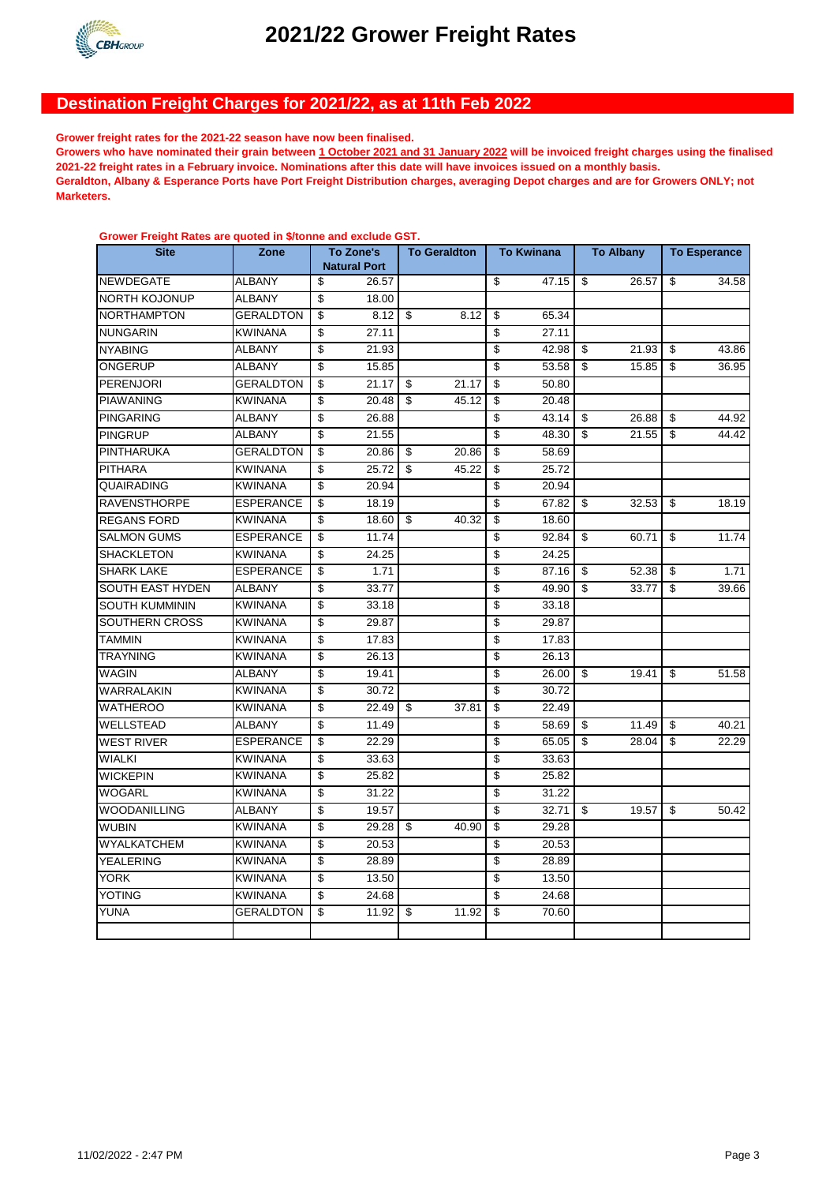# 2021/22 Grower Freight Rates

## Destination Freight Charges for 2021/22, as at 11th Feb 2022

**Grower freight rates for the 2021-22 season have now been finalised.**

**Growers who have nominated their grain between 1 October 2021 and 31 January 2022 will be invoiced freight charges using the finalised 2021-22 freight rates in a February invoice. Nominations after this date will have invoices issued on a monthly basis.**

**Geraldton, Albany & Esperance Ports have Port Freight Distribution charges, averaging Depot charges and are for Growers ONLY; not Marketers.**

**Grower Freight Rates are quoted in $/tonne and exclude GST.**

| Site | Zone | To Zone's Natural Port | To Geraldton | To Kwinana | To Albany | To Esperance |
|---|---|---|---|---|---|---|
| NEWDEGATE | ALBANY | $ 26.57 | | $ 47.15 | $ 26.57 | $ 34.58 |
| NORTH KOJONUP | ALBANY | $ 18.00 | | | | |
| NORTHAMPTON | GERALDTON | $ 8.12 | $ 8.12 | $ 65.34 | | |
| NUNGARIN | KWINANA | $ 27.11 | | $ 27.11 | | |
| NYABING | ALBANY | $ 21.93 | | $ 42.98 | $ 21.93 | $ 43.86 |
| ONGERUP | ALBANY | $ 15.85 | | $ 53.58 | $ 15.85 | $ 36.95 |
| PERENJORI | GERALDTON | $ 21.17 | $ 21.17 | $ 50.80 | | |
| PIAWANING | KWINANA | $ 20.48 | $ 45.12 | $ 20.48 | | |
| PINGARING | ALBANY | $ 26.88 | | $ 43.14 | $ 26.88 | $ 44.92 |
| PINGRUP | ALBANY | $ 21.55 | | $ 48.30 | $ 21.55 | $ 44.42 |
| PINTHARUKA | GERALDTON | $ 20.86 | $ 20.86 | $ 58.69 | | |
| PITHARA | KWINANA | $ 25.72 | $ 45.22 | $ 25.72 | | |
| QUAIRADING | KWINANA | $ 20.94 | | $ 20.94 | | |
| RAVENSTHORPE | ESPERANCE | $ 18.19 | | $ 67.82 | $ 32.53 | $ 18.19 |
| REGANS FORD | KWINANA | $ 18.60 | $ 40.32 | $ 18.60 | | |
| SALMON GUMS | ESPERANCE | $ 11.74 | | $ 92.84 | $ 60.71 | $ 11.74 |
| SHACKLETON | KWINANA | $ 24.25 | | $ 24.25 | | |
| SHARK LAKE | ESPERANCE | $ 1.71 | | $ 87.16 | $ 52.38 | $ 1.71 |
| SOUTH EAST HYDEN | ALBANY | $ 33.77 | | $ 49.90 | $ 33.77 | $ 39.66 |
| SOUTH KUMMININ | KWINANA | $ 33.18 | | $ 33.18 | | |
| SOUTHERN CROSS | KWINANA | $ 29.87 | | $ 29.87 | | |
| TAMMIN | KWINANA | $ 17.83 | | $ 17.83 | | |
| TRAYNING | KWINANA | $ 26.13 | | $ 26.13 | | |
| WAGIN | ALBANY | $ 19.41 | | $ 26.00 | $ 19.41 | $ 51.58 |
| WARRALAKIN | KWINANA | $ 30.72 | | $ 30.72 | | |
| WATHEROO | KWINANA | $ 22.49 | $ 37.81 | $ 22.49 | | |
| WELLSTEAD | ALBANY | $ 11.49 | | $ 58.69 | $ 11.49 | $ 40.21 |
| WEST RIVER | ESPERANCE | $ 22.29 | | $ 65.05 | $ 28.04 | $ 22.29 |
| WIALKI | KWINANA | $ 33.63 | | $ 33.63 | | |
| WICKEPIN | KWINANA | $ 25.82 | | $ 25.82 | | |
| WOGARL | KWINANA | $ 31.22 | | $ 31.22 | | |
| WOODANILLING | ALBANY | $ 19.57 | | $ 32.71 | $ 19.57 | $ 50.42 |
| WUBIN | KWINANA | $ 29.28 | $ 40.90 | $ 29.28 | | |
| WYALKATCHEM | KWINANA | $ 20.53 | | $ 20.53 | | |
| YEALERING | KWINANA | $ 28.89 | | $ 28.89 | | |
| YORK | KWINANA | $ 13.50 | | $ 13.50 | | |
| YOTING | KWINANA | $ 24.68 | | $ 24.68 | | |
| YUNA | GERALDTON | $ 11.92 | $ 11.92 | $ 70.60 | | |

11/02/2022 - 2:47 PM